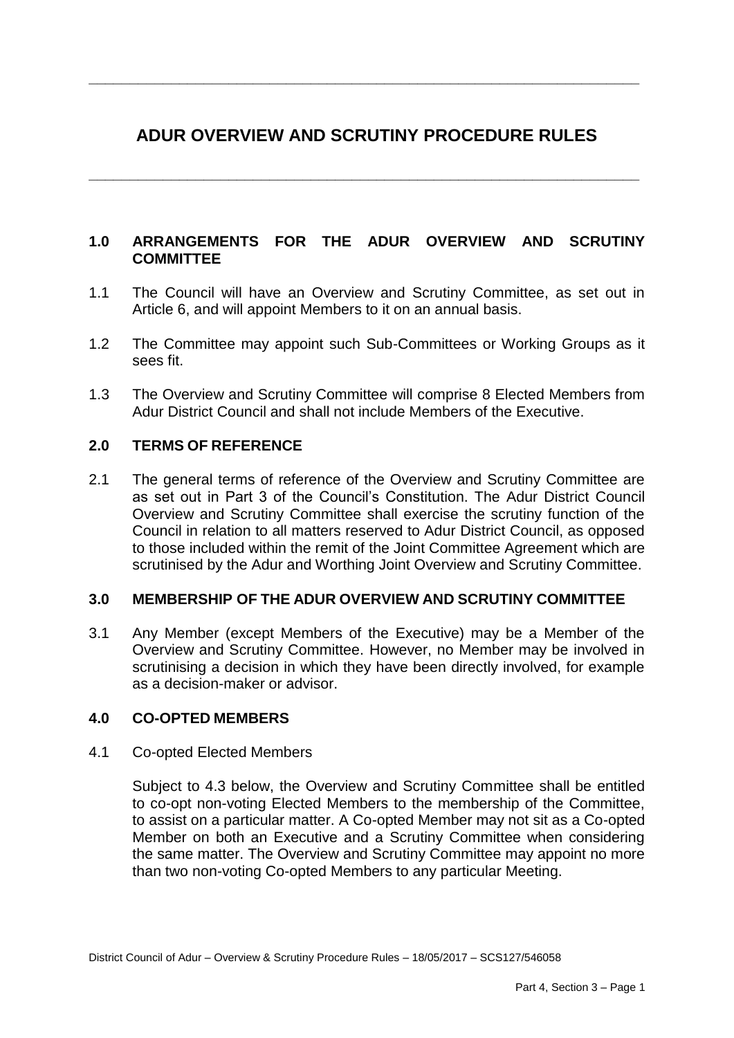# ADUR OVERVIEW AND SCRUTINY PROCEDURE RULES

## 1.0 ARRANGEMENTS FOR THE ADUR OVERVIEW AND SCRUTINY COMMITTEE

1.1 The Council will have an Overview and Scrutiny Committee, as set out in Article 6, and will appoint Members to it on an annual basis.

1.2 The Committee may appoint such Sub-Committees or Working Groups as it sees fit.

1.3 The Overview and Scrutiny Committee will comprise 8 Elected Members from Adur District Council and shall not include Members of the Executive.

## 2.0 TERMS OF REFERENCE

2.1 The general terms of reference of the Overview and Scrutiny Committee are as set out in Part 3 of the Council's Constitution. The Adur District Council Overview and Scrutiny Committee shall exercise the scrutiny function of the Council in relation to all matters reserved to Adur District Council, as opposed to those included within the remit of the Joint Committee Agreement which are scrutinised by the Adur and Worthing Joint Overview and Scrutiny Committee.

## 3.0 MEMBERSHIP OF THE ADUR OVERVIEW AND SCRUTINY COMMITTEE

3.1 Any Member (except Members of the Executive) may be a Member of the Overview and Scrutiny Committee. However, no Member may be involved in scrutinising a decision in which they have been directly involved, for example as a decision-maker or advisor.

## 4.0 CO-OPTED MEMBERS

4.1 Co-opted Elected Members

Subject to 4.3 below, the Overview and Scrutiny Committee shall be entitled to co-opt non-voting Elected Members to the membership of the Committee, to assist on a particular matter. A Co-opted Member may not sit as a Co-opted Member on both an Executive and a Scrutiny Committee when considering the same matter. The Overview and Scrutiny Committee may appoint no more than two non-voting Co-opted Members to any particular Meeting.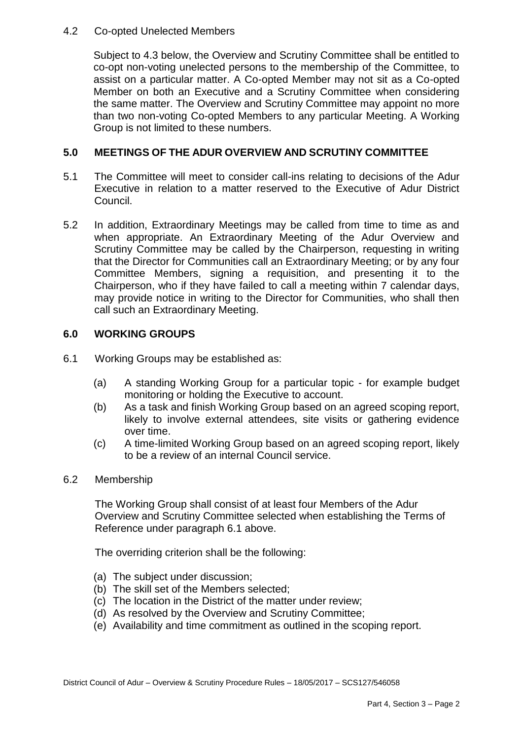4.2 Co-opted Unelected Members

Subject to 4.3 below, the Overview and Scrutiny Committee shall be entitled to co-opt non-voting unelected persons to the membership of the Committee, to assist on a particular matter. A Co-opted Member may not sit as a Co-opted Member on both an Executive and a Scrutiny Committee when considering the same matter. The Overview and Scrutiny Committee may appoint no more than two non-voting Co-opted Members to any particular Meeting. A Working Group is not limited to these numbers.

## 5.0 MEETINGS OF THE ADUR OVERVIEW AND SCRUTINY COMMITTEE

5.1 The Committee will meet to consider call-ins relating to decisions of the Adur Executive in relation to a matter reserved to the Executive of Adur District Council.

5.2 In addition, Extraordinary Meetings may be called from time to time as and when appropriate. An Extraordinary Meeting of the Adur Overview and Scrutiny Committee may be called by the Chairperson, requesting in writing that the Director for Communities call an Extraordinary Meeting; or by any four Committee Members, signing a requisition, and presenting it to the Chairperson, who if they have failed to call a meeting within 7 calendar days, may provide notice in writing to the Director for Communities, who shall then call such an Extraordinary Meeting.

## 6.0 WORKING GROUPS

6.1 Working Groups may be established as:

(a) A standing Working Group for a particular topic - for example budget monitoring or holding the Executive to account.

(b) As a task and finish Working Group based on an agreed scoping report, likely to involve external attendees, site visits or gathering evidence over time.

(c) A time-limited Working Group based on an agreed scoping report, likely to be a review of an internal Council service.

6.2 Membership

The Working Group shall consist of at least four Members of the Adur Overview and Scrutiny Committee selected when establishing the Terms of Reference under paragraph 6.1 above.

The overriding criterion shall be the following:

(a) The subject under discussion;
(b) The skill set of the Members selected;
(c) The location in the District of the matter under review;
(d) As resolved by the Overview and Scrutiny Committee;
(e) Availability and time commitment as outlined in the scoping report.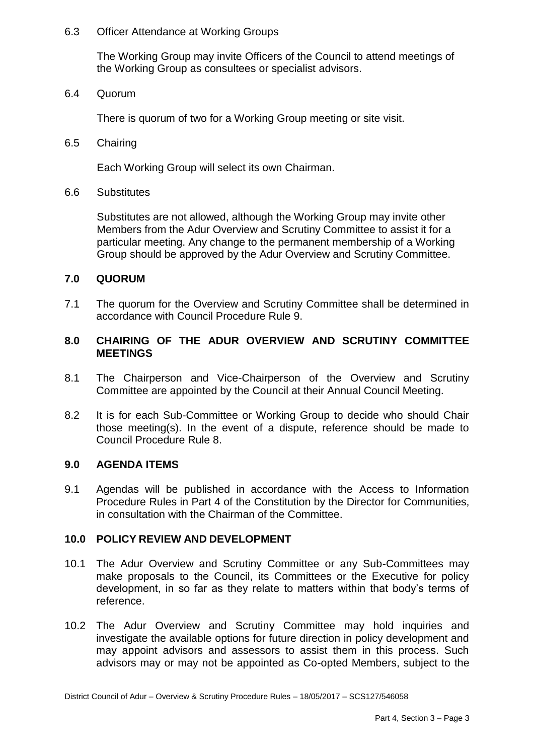6.3 Officer Attendance at Working Groups

The Working Group may invite Officers of the Council to attend meetings of the Working Group as consultees or specialist advisors.

6.4 Quorum

There is quorum of two for a Working Group meeting or site visit.

6.5 Chairing

Each Working Group will select its own Chairman.

6.6 Substitutes

Substitutes are not allowed, although the Working Group may invite other Members from the Adur Overview and Scrutiny Committee to assist it for a particular meeting. Any change to the permanent membership of a Working Group should be approved by the Adur Overview and Scrutiny Committee.

## 7.0 QUORUM

7.1 The quorum for the Overview and Scrutiny Committee shall be determined in accordance with Council Procedure Rule 9.

## 8.0 CHAIRING OF THE ADUR OVERVIEW AND SCRUTINY COMMITTEE MEETINGS

8.1 The Chairperson and Vice-Chairperson of the Overview and Scrutiny Committee are appointed by the Council at their Annual Council Meeting.

8.2 It is for each Sub-Committee or Working Group to decide who should Chair those meeting(s). In the event of a dispute, reference should be made to Council Procedure Rule 8.

## 9.0 AGENDA ITEMS

9.1 Agendas will be published in accordance with the Access to Information Procedure Rules in Part 4 of the Constitution by the Director for Communities, in consultation with the Chairman of the Committee.

## 10.0 POLICY REVIEW AND DEVELOPMENT

10.1 The Adur Overview and Scrutiny Committee or any Sub-Committees may make proposals to the Council, its Committees or the Executive for policy development, in so far as they relate to matters within that body's terms of reference.

10.2 The Adur Overview and Scrutiny Committee may hold inquiries and investigate the available options for future direction in policy development and may appoint advisors and assessors to assist them in this process. Such advisors may or may not be appointed as Co-opted Members, subject to the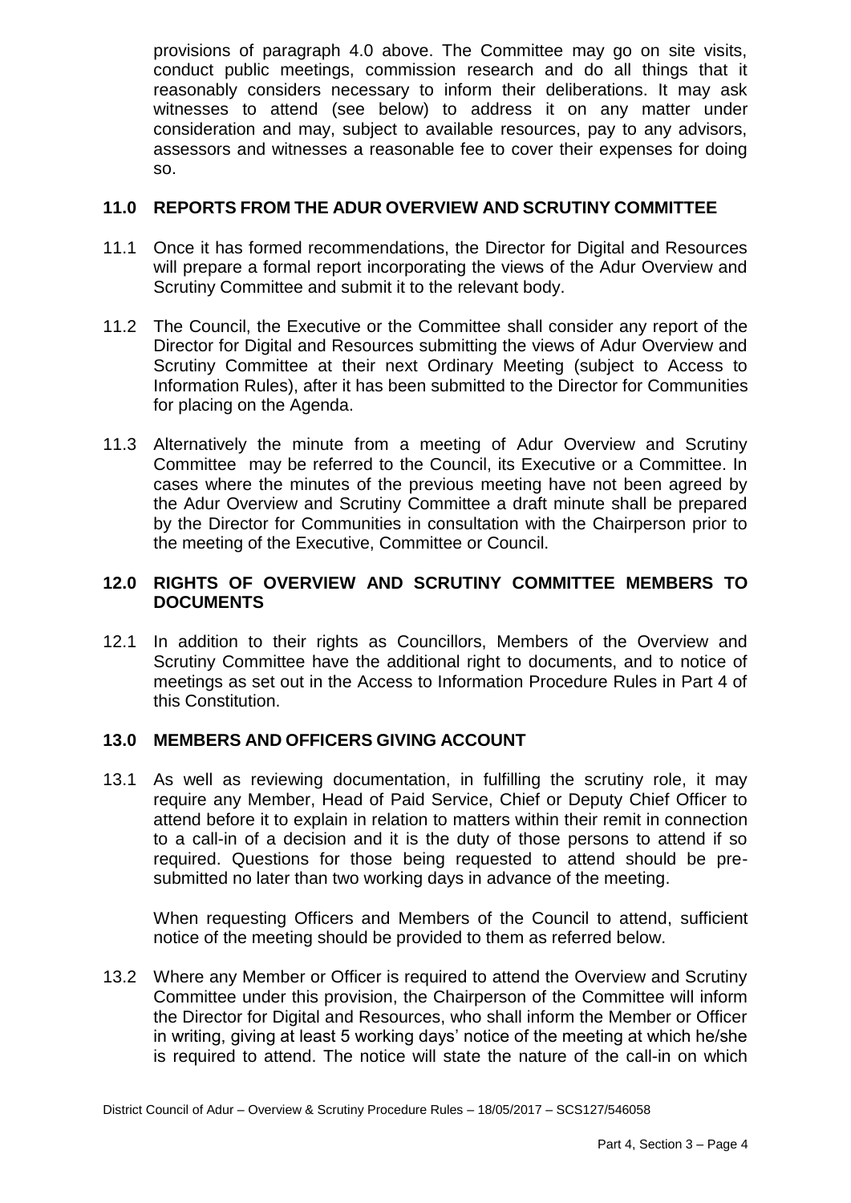provisions of paragraph 4.0 above. The Committee may go on site visits, conduct public meetings, commission research and do all things that it reasonably considers necessary to inform their deliberations. It may ask witnesses to attend (see below) to address it on any matter under consideration and may, subject to available resources, pay to any advisors, assessors and witnesses a reasonable fee to cover their expenses for doing so.

## 11.0 REPORTS FROM THE ADUR OVERVIEW AND SCRUTINY COMMITTEE

11.1 Once it has formed recommendations, the Director for Digital and Resources will prepare a formal report incorporating the views of the Adur Overview and Scrutiny Committee and submit it to the relevant body.

11.2 The Council, the Executive or the Committee shall consider any report of the Director for Digital and Resources submitting the views of Adur Overview and Scrutiny Committee at their next Ordinary Meeting (subject to Access to Information Rules), after it has been submitted to the Director for Communities for placing on the Agenda.

11.3 Alternatively the minute from a meeting of Adur Overview and Scrutiny Committee may be referred to the Council, its Executive or a Committee. In cases where the minutes of the previous meeting have not been agreed by the Adur Overview and Scrutiny Committee a draft minute shall be prepared by the Director for Communities in consultation with the Chairperson prior to the meeting of the Executive, Committee or Council.

## 12.0 RIGHTS OF OVERVIEW AND SCRUTINY COMMITTEE MEMBERS TO DOCUMENTS

12.1 In addition to their rights as Councillors, Members of the Overview and Scrutiny Committee have the additional right to documents, and to notice of meetings as set out in the Access to Information Procedure Rules in Part 4 of this Constitution.

## 13.0 MEMBERS AND OFFICERS GIVING ACCOUNT

13.1 As well as reviewing documentation, in fulfilling the scrutiny role, it may require any Member, Head of Paid Service, Chief or Deputy Chief Officer to attend before it to explain in relation to matters within their remit in connection to a call-in of a decision and it is the duty of those persons to attend if so required. Questions for those being requested to attend should be pre-submitted no later than two working days in advance of the meeting.

When requesting Officers and Members of the Council to attend, sufficient notice of the meeting should be provided to them as referred below.

13.2 Where any Member or Officer is required to attend the Overview and Scrutiny Committee under this provision, the Chairperson of the Committee will inform the Director for Digital and Resources, who shall inform the Member or Officer in writing, giving at least 5 working days' notice of the meeting at which he/she is required to attend. The notice will state the nature of the call-in on which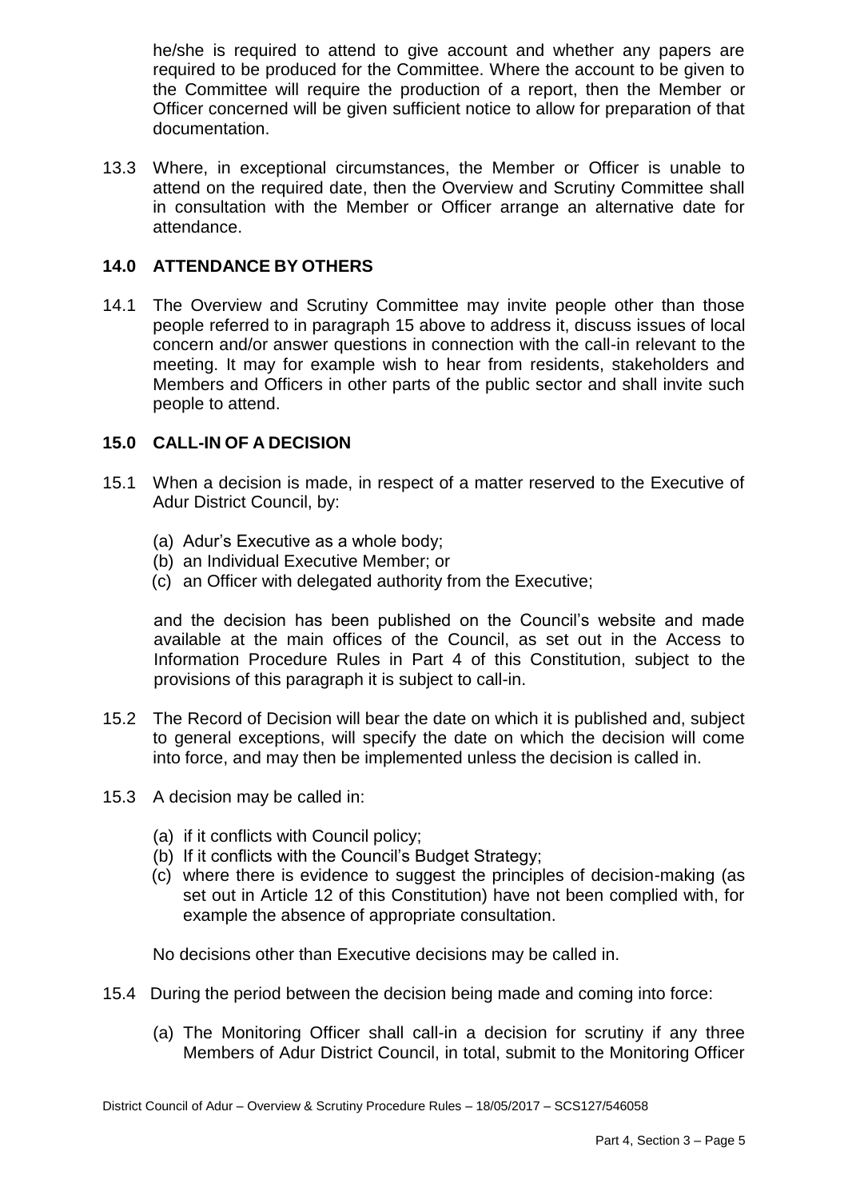he/she is required to attend to give account and whether any papers are required to be produced for the Committee. Where the account to be given to the Committee will require the production of a report, then the Member or Officer concerned will be given sufficient notice to allow for preparation of that documentation.

13.3 Where, in exceptional circumstances, the Member or Officer is unable to attend on the required date, then the Overview and Scrutiny Committee shall in consultation with the Member or Officer arrange an alternative date for attendance.

## 14.0 ATTENDANCE BY OTHERS

14.1 The Overview and Scrutiny Committee may invite people other than those people referred to in paragraph 15 above to address it, discuss issues of local concern and/or answer questions in connection with the call-in relevant to the meeting. It may for example wish to hear from residents, stakeholders and Members and Officers in other parts of the public sector and shall invite such people to attend.

## 15.0 CALL-IN OF A DECISION

15.1 When a decision is made, in respect of a matter reserved to the Executive of Adur District Council, by:

(a) Adur's Executive as a whole body;
(b) an Individual Executive Member; or
(c) an Officer with delegated authority from the Executive;

and the decision has been published on the Council's website and made available at the main offices of the Council, as set out in the Access to Information Procedure Rules in Part 4 of this Constitution, subject to the provisions of this paragraph it is subject to call-in.

15.2 The Record of Decision will bear the date on which it is published and, subject to general exceptions, will specify the date on which the decision will come into force, and may then be implemented unless the decision is called in.

15.3 A decision may be called in:

(a) if it conflicts with Council policy;
(b) If it conflicts with the Council's Budget Strategy;
(c) where there is evidence to suggest the principles of decision-making (as set out in Article 12 of this Constitution) have not been complied with, for example the absence of appropriate consultation.

No decisions other than Executive decisions may be called in.

15.4 During the period between the decision being made and coming into force:

(a) The Monitoring Officer shall call-in a decision for scrutiny if any three Members of Adur District Council, in total, submit to the Monitoring Officer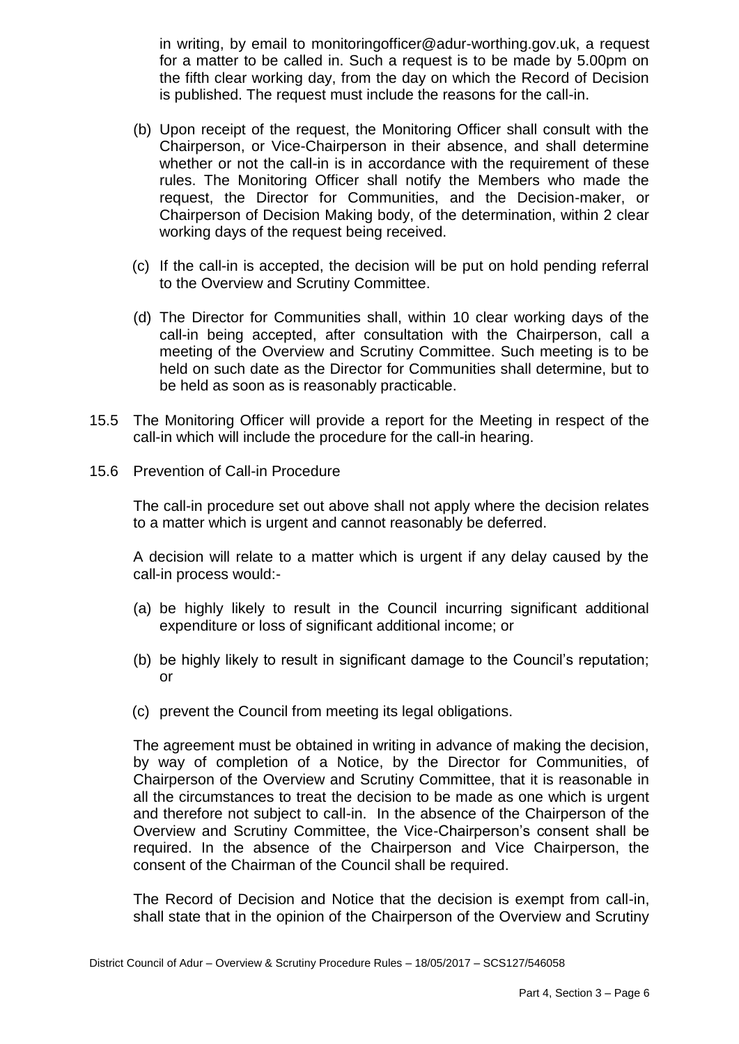in writing, by email to monitoringofficer@adur-worthing.gov.uk, a request for a matter to be called in. Such a request is to be made by 5.00pm on the fifth clear working day, from the day on which the Record of Decision is published. The request must include the reasons for the call-in.

(b) Upon receipt of the request, the Monitoring Officer shall consult with the Chairperson, or Vice-Chairperson in their absence, and shall determine whether or not the call-in is in accordance with the requirement of these rules. The Monitoring Officer shall notify the Members who made the request, the Director for Communities, and the Decision-maker, or Chairperson of Decision Making body, of the determination, within 2 clear working days of the request being received.

(c) If the call-in is accepted, the decision will be put on hold pending referral to the Overview and Scrutiny Committee.

(d) The Director for Communities shall, within 10 clear working days of the call-in being accepted, after consultation with the Chairperson, call a meeting of the Overview and Scrutiny Committee. Such meeting is to be held on such date as the Director for Communities shall determine, but to be held as soon as is reasonably practicable.

15.5 The Monitoring Officer will provide a report for the Meeting in respect of the call-in which will include the procedure for the call-in hearing.

15.6 Prevention of Call-in Procedure

The call-in procedure set out above shall not apply where the decision relates to a matter which is urgent and cannot reasonably be deferred.

A decision will relate to a matter which is urgent if any delay caused by the call-in process would:-

(a) be highly likely to result in the Council incurring significant additional expenditure or loss of significant additional income; or

(b) be highly likely to result in significant damage to the Council's reputation; or

(c) prevent the Council from meeting its legal obligations.

The agreement must be obtained in writing in advance of making the decision, by way of completion of a Notice, by the Director for Communities, of Chairperson of the Overview and Scrutiny Committee, that it is reasonable in all the circumstances to treat the decision to be made as one which is urgent and therefore not subject to call-in. In the absence of the Chairperson of the Overview and Scrutiny Committee, the Vice-Chairperson's consent shall be required. In the absence of the Chairperson and Vice Chairperson, the consent of the Chairman of the Council shall be required.

The Record of Decision and Notice that the decision is exempt from call-in, shall state that in the opinion of the Chairperson of the Overview and Scrutiny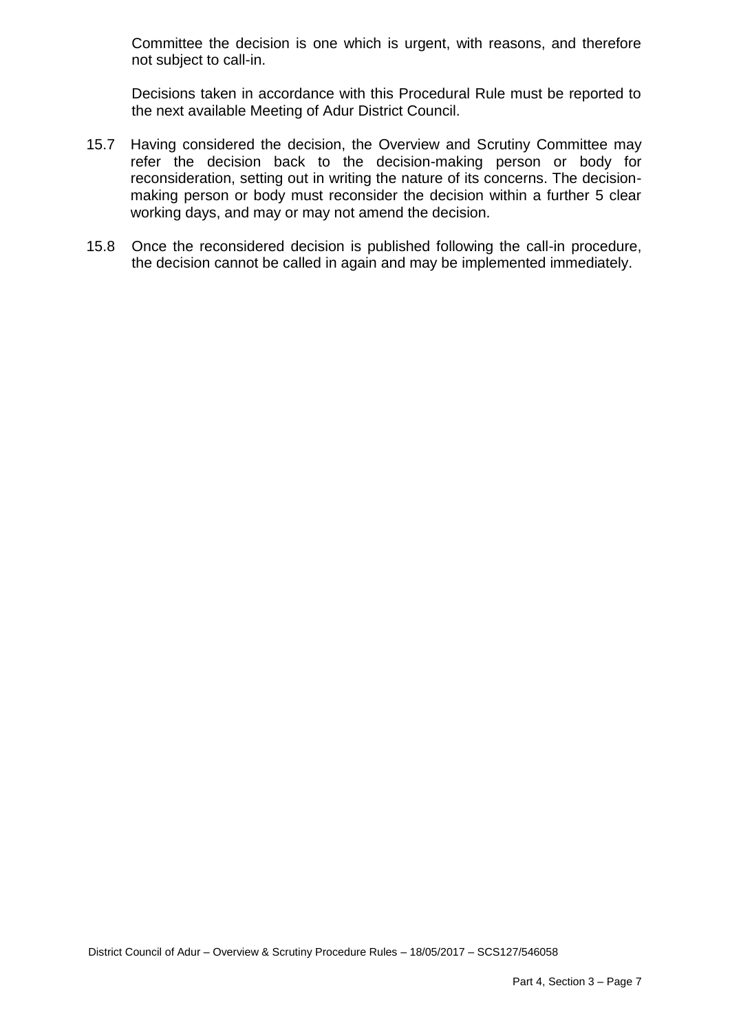Committee the decision is one which is urgent, with reasons, and therefore not subject to call-in.

Decisions taken in accordance with this Procedural Rule must be reported to the next available Meeting of Adur District Council.

15.7 Having considered the decision, the Overview and Scrutiny Committee may refer the decision back to the decision-making person or body for reconsideration, setting out in writing the nature of its concerns. The decision-making person or body must reconsider the decision within a further 5 clear working days, and may or may not amend the decision.

15.8 Once the reconsidered decision is published following the call-in procedure, the decision cannot be called in again and may be implemented immediately.